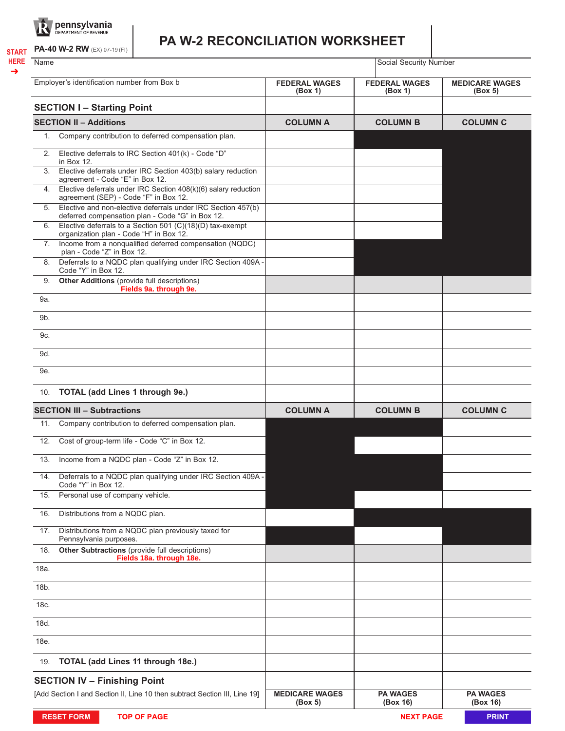pennsylvania DEPARTMENT OF REVENUE

START HERE ➔

**PA-40 W-2 RW** (EX) 07-19 (FI)

# PA W-2 RECONCILIATION WORKSHEET

| Name | | | Social Security Number |
|---|---|---|---|
| **Employer's identification number from Box b** | **FEDERAL WAGES (Box 1)** | **FEDERAL WAGES (Box 1)** | **MEDICARE WAGES (Box 5)** |
| **SECTION I – Starting Point** | | | |
| **SECTION II – Additions** | **COLUMN A** | **COLUMN B** | **COLUMN C** |
| 1. Company contribution to deferred compensation plan. | | | |
| 2. Elective deferrals to IRC Section 401(k) - Code "D" in Box 12. | | | |
| 3. Elective deferrals under IRC Section 403(b) salary reduction agreement - Code "E" in Box 12. | | | |
| 4. Elective deferrals under IRC Section 408(k)(6) salary reduction agreement (SEP) - Code "F" in Box 12. | | | |
| 5. Elective and non-elective deferrals under IRC Section 457(b) deferred compensation plan - Code "G" in Box 12. | | | |
| 6. Elective deferrals to a Section 501 (C)(18)(D) tax-exempt organization plan - Code "H" in Box 12. | | | |
| 7. Income from a nonqualified deferred compensation (NQDC) plan - Code "Z" in Box 12. | | | |
| 8. Deferrals to a NQDC plan qualifying under IRC Section 409A - Code "Y" in Box 12. | | | |
| 9. **Other Additions** (provide full descriptions) Fields 9a. through 9e. | | | |
| 9a. | | | |
| 9b. | | | |
| 9c. | | | |
| 9d. | | | |
| 9e. | | | |
| 10. **TOTAL (add Lines 1 through 9e.)** | | | |
| **SECTION III – Subtractions** | **COLUMN A** | **COLUMN B** | **COLUMN C** |
| 11. Company contribution to deferred compensation plan. | | | |
| 12. Cost of group-term life - Code "C" in Box 12. | | | |
| 13. Income from a NQDC plan - Code "Z" in Box 12. | | | |
| 14. Deferrals to a NQDC plan qualifying under IRC Section 409A - Code "Y" in Box 12. | | | |
| 15. Personal use of company vehicle. | | | |
| 16. Distributions from a NQDC plan. | | | |
| 17. Distributions from a NQDC plan previously taxed for Pennsylvania purposes. | | | |
| 18. **Other Subtractions** (provide full descriptions) Fields 18a. through 18e. | | | |
| 18a. | | | |
| 18b. | | | |
| 18c. | | | |
| 18d. | | | |
| 18e. | | | |
| 19. **TOTAL (add Lines 11 through 18e.)** | | | |
| **SECTION IV – Finishing Point** | | | |
| [Add Section I and Section II, Line 10 then subtract Section III, Line 19] | **MEDICARE WAGES (Box 5)** | **PA WAGES (Box 16)** | **PA WAGES (Box 16)** |

RESET FORM | TOP OF PAGE | NEXT PAGE | PRINT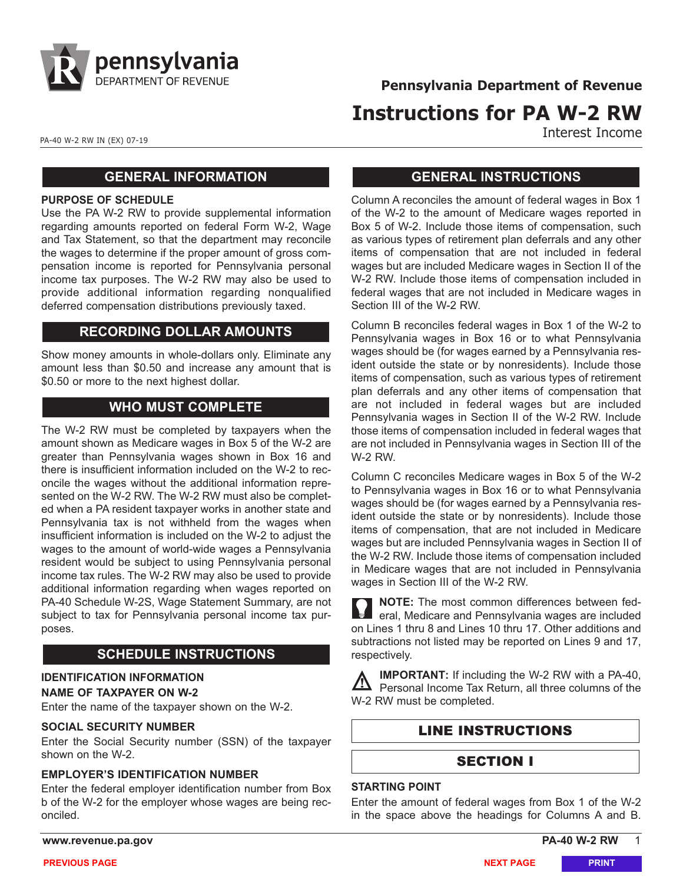pennsylvania
DEPARTMENT OF REVENUE

Pennsylvania Department of Revenue

# Instructions for PA W-2 RW

Interest Income

PA-40 W-2 RW IN (EX) 07-19

## GENERAL INFORMATION

**PURPOSE OF SCHEDULE**

Use the PA W-2 RW to provide supplemental information regarding amounts reported on federal Form W-2, Wage and Tax Statement, so that the department may reconcile the wages to determine if the proper amount of gross compensation income is reported for Pennsylvania personal income tax purposes. The W-2 RW may also be used to provide additional information regarding nonqualified deferred compensation distributions previously taxed.

## RECORDING DOLLAR AMOUNTS

Show money amounts in whole-dollars only. Eliminate any amount less than $0.50 and increase any amount that is $0.50 or more to the next highest dollar.

## WHO MUST COMPLETE

The W-2 RW must be completed by taxpayers when the amount shown as Medicare wages in Box 5 of the W-2 are greater than Pennsylvania wages shown in Box 16 and there is insufficient information included on the W-2 to reconcile the wages without the additional information represented on the W-2 RW. The W-2 RW must also be completed when a PA resident taxpayer works in another state and Pennsylvania tax is not withheld from the wages when insufficient information is included on the W-2 to adjust the wages to the amount of world-wide wages a Pennsylvania resident would be subject to using Pennsylvania personal income tax rules. The W-2 RW may also be used to provide additional information regarding when wages reported on PA-40 Schedule W-2S, Wage Statement Summary, are not subject to tax for Pennsylvania personal income tax purposes.

## SCHEDULE INSTRUCTIONS

**IDENTIFICATION INFORMATION**

**NAME OF TAXPAYER ON W-2**

Enter the name of the taxpayer shown on the W-2.

**SOCIAL SECURITY NUMBER**

Enter the Social Security number (SSN) of the taxpayer shown on the W-2.

**EMPLOYER'S IDENTIFICATION NUMBER**

Enter the federal employer identification number from Box b of the W-2 for the employer whose wages are being reconciled.

## GENERAL INSTRUCTIONS

Column A reconciles the amount of federal wages in Box 1 of the W-2 to the amount of Medicare wages reported in Box 5 of W-2. Include those items of compensation, such as various types of retirement plan deferrals and any other items of compensation that are not included in federal wages but are included Medicare wages in Section II of the W-2 RW. Include those items of compensation included in federal wages that are not included in Medicare wages in Section III of the W-2 RW.

Column B reconciles federal wages in Box 1 of the W-2 to Pennsylvania wages in Box 16 or to what Pennsylvania wages should be (for wages earned by a Pennsylvania resident outside the state or by nonresidents). Include those items of compensation, such as various types of retirement plan deferrals and any other items of compensation that are not included in federal wages but are included Pennsylvania wages in Section II of the W-2 RW. Include those items of compensation included in federal wages that are not included in Pennsylvania wages in Section III of the W-2 RW.

Column C reconciles Medicare wages in Box 5 of the W-2 to Pennsylvania wages in Box 16 or to what Pennsylvania wages should be (for wages earned by a Pennsylvania resident outside the state or by nonresidents). Include those items of compensation, that are not included in Medicare wages but are included Pennsylvania wages in Section II of the W-2 RW. Include those items of compensation included in Medicare wages that are not included in Pennsylvania wages in Section III of the W-2 RW.

**NOTE:** The most common differences between federal, Medicare and Pennsylvania wages are included on Lines 1 thru 8 and Lines 10 thru 17. Other additions and subtractions not listed may be reported on Lines 9 and 17, respectively.

**IMPORTANT:** If including the W-2 RW with a PA-40, Personal Income Tax Return, all three columns of the W-2 RW must be completed.

## LINE INSTRUCTIONS

## SECTION I

**STARTING POINT**

Enter the amount of federal wages from Box 1 of the W-2 in the space above the headings for Columns A and B.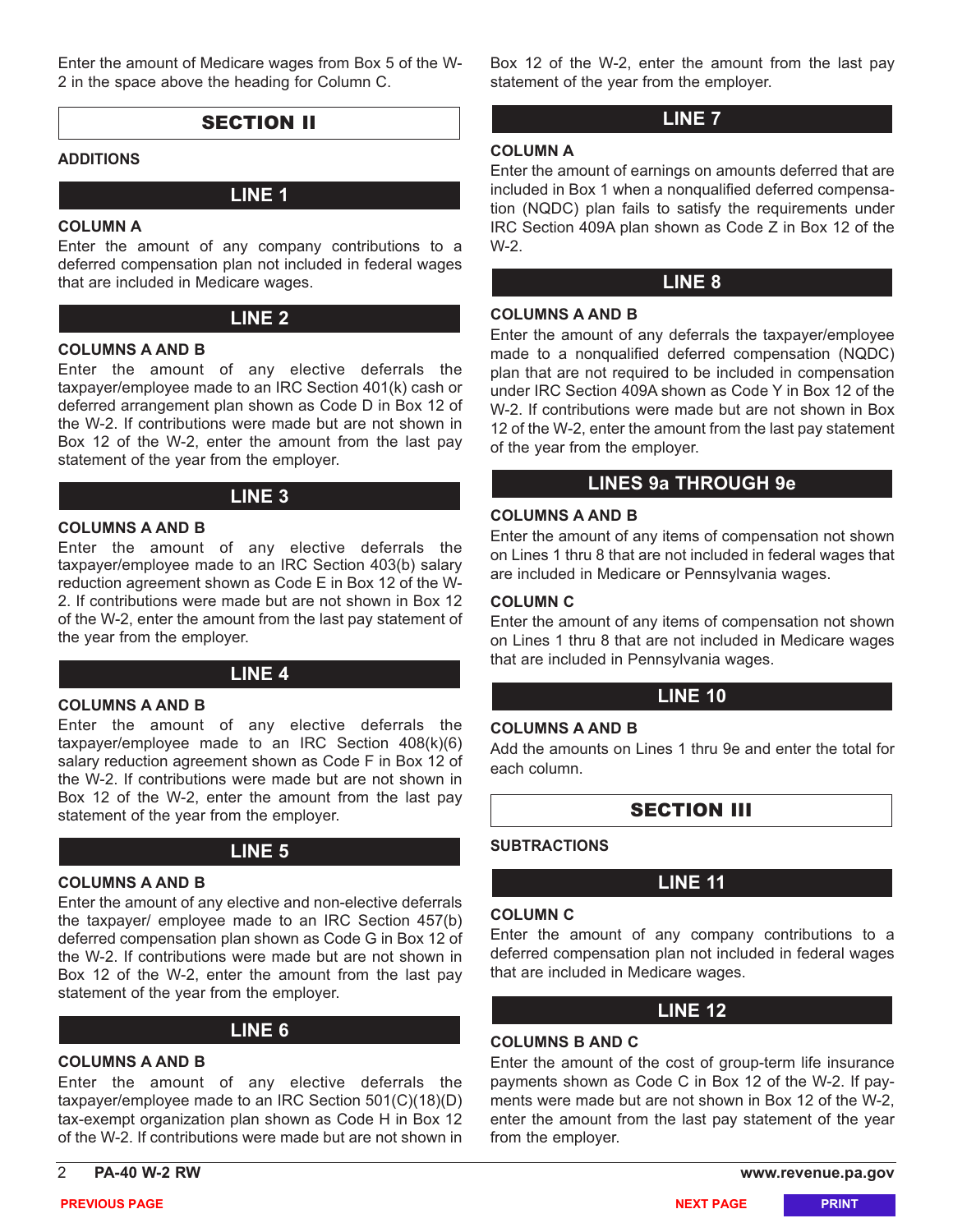Enter the amount of Medicare wages from Box 5 of the W-2 in the space above the heading for Column C.

## SECTION II

**ADDITIONS**

### LINE 1

**COLUMN A**

Enter the amount of any company contributions to a deferred compensation plan not included in federal wages that are included in Medicare wages.

### LINE 2

**COLUMNS A AND B**

Enter the amount of any elective deferrals the taxpayer/employee made to an IRC Section 401(k) cash or deferred arrangement plan shown as Code D in Box 12 of the W-2. If contributions were made but are not shown in Box 12 of the W-2, enter the amount from the last pay statement of the year from the employer.

### LINE 3

**COLUMNS A AND B**

Enter the amount of any elective deferrals the taxpayer/employee made to an IRC Section 403(b) salary reduction agreement shown as Code E in Box 12 of the W-2. If contributions were made but are not shown in Box 12 of the W-2, enter the amount from the last pay statement of the year from the employer.

### LINE 4

**COLUMNS A AND B**

Enter the amount of any elective deferrals the taxpayer/employee made to an IRC Section 408(k)(6) salary reduction agreement shown as Code F in Box 12 of the W-2. If contributions were made but are not shown in Box 12 of the W-2, enter the amount from the last pay statement of the year from the employer.

### LINE 5

**COLUMNS A AND B**

Enter the amount of any elective and non-elective deferrals the taxpayer/ employee made to an IRC Section 457(b) deferred compensation plan shown as Code G in Box 12 of the W-2. If contributions were made but are not shown in Box 12 of the W-2, enter the amount from the last pay statement of the year from the employer.

### LINE 6

**COLUMNS A AND B**

Enter the amount of any elective deferrals the taxpayer/employee made to an IRC Section 501(C)(18)(D) tax-exempt organization plan shown as Code H in Box 12 of the W-2. If contributions were made but are not shown in Box 12 of the W-2, enter the amount from the last pay statement of the year from the employer.

### LINE 7

**COLUMN A**

Enter the amount of earnings on amounts deferred that are included in Box 1 when a nonqualified deferred compensation (NQDC) plan fails to satisfy the requirements under IRC Section 409A plan shown as Code Z in Box 12 of the W-2.

### LINE 8

**COLUMNS A AND B**

Enter the amount of any deferrals the taxpayer/employee made to a nonqualified deferred compensation (NQDC) plan that are not required to be included in compensation under IRC Section 409A shown as Code Y in Box 12 of the W-2. If contributions were made but are not shown in Box 12 of the W-2, enter the amount from the last pay statement of the year from the employer.

### LINES 9a THROUGH 9e

**COLUMNS A AND B**

Enter the amount of any items of compensation not shown on Lines 1 thru 8 that are not included in federal wages that are included in Medicare or Pennsylvania wages.

**COLUMN C**

Enter the amount of any items of compensation not shown on Lines 1 thru 8 that are not included in Medicare wages that are included in Pennsylvania wages.

### LINE 10

**COLUMNS A AND B**

Add the amounts on Lines 1 thru 9e and enter the total for each column.

## SECTION III

**SUBTRACTIONS**

### LINE 11

**COLUMN C**

Enter the amount of any company contributions to a deferred compensation plan not included in federal wages that are included in Medicare wages.

### LINE 12

**COLUMNS B AND C**

Enter the amount of the cost of group-term life insurance payments shown as Code C in Box 12 of the W-2. If payments were made but are not shown in Box 12 of the W-2, enter the amount from the last pay statement of the year from the employer.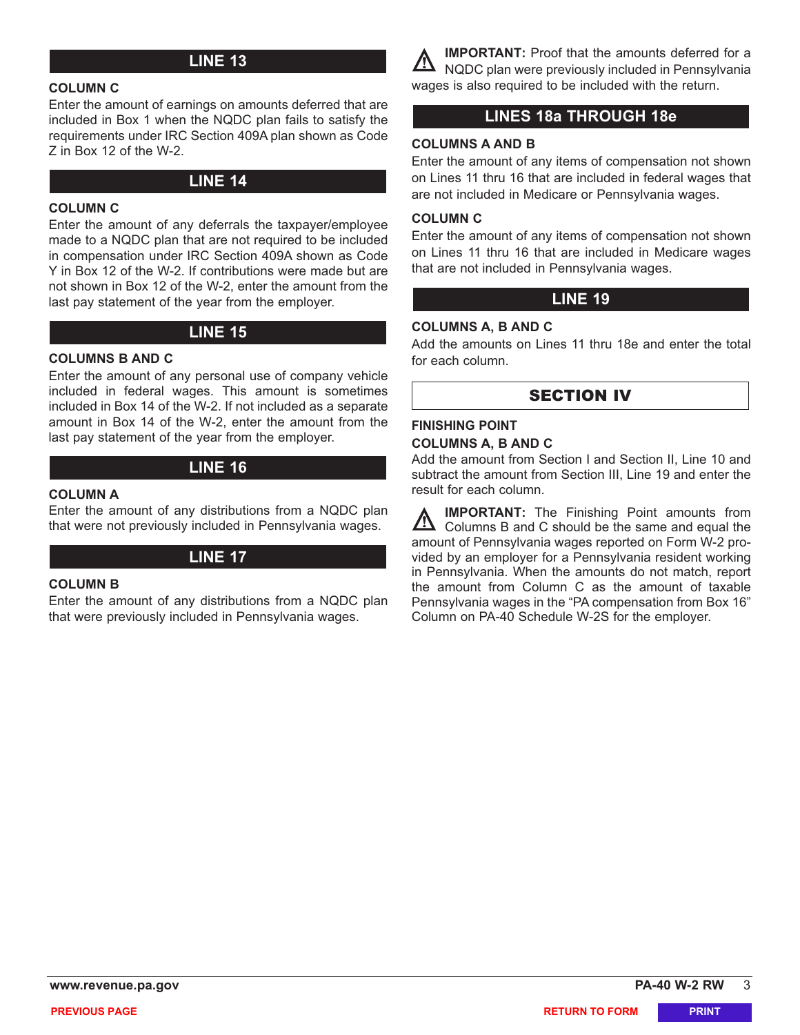## LINE 13

### COLUMN C

Enter the amount of earnings on amounts deferred that are included in Box 1 when the NQDC plan fails to satisfy the requirements under IRC Section 409A plan shown as Code Z in Box 12 of the W-2.

## LINE 14

### COLUMN C

Enter the amount of any deferrals the taxpayer/employee made to a NQDC plan that are not required to be included in compensation under IRC Section 409A shown as Code Y in Box 12 of the W-2. If contributions were made but are not shown in Box 12 of the W-2, enter the amount from the last pay statement of the year from the employer.

## LINE 15

### COLUMNS B AND C

Enter the amount of any personal use of company vehicle included in federal wages. This amount is sometimes included in Box 14 of the W-2. If not included as a separate amount in Box 14 of the W-2, enter the amount from the last pay statement of the year from the employer.

## LINE 16

### COLUMN A

Enter the amount of any distributions from a NQDC plan that were not previously included in Pennsylvania wages.

## LINE 17

### COLUMN B

Enter the amount of any distributions from a NQDC plan that were previously included in Pennsylvania wages.

⚠ **IMPORTANT:** Proof that the amounts deferred for a NQDC plan were previously included in Pennsylvania wages is also required to be included with the return.

## LINES 18a THROUGH 18e

### COLUMNS A AND B

Enter the amount of any items of compensation not shown on Lines 11 thru 16 that are included in federal wages that are not included in Medicare or Pennsylvania wages.

### COLUMN C

Enter the amount of any items of compensation not shown on Lines 11 thru 16 that are included in Medicare wages that are not included in Pennsylvania wages.

## LINE 19

### COLUMNS A, B AND C

Add the amounts on Lines 11 thru 18e and enter the total for each column.

## SECTION IV

### FINISHING POINT

### COLUMNS A, B AND C

Add the amount from Section I and Section II, Line 10 and subtract the amount from Section III, Line 19 and enter the result for each column.

⚠ **IMPORTANT:** The Finishing Point amounts from Columns B and C should be the same and equal the amount of Pennsylvania wages reported on Form W-2 provided by an employer for a Pennsylvania resident working in Pennsylvania. When the amounts do not match, report the amount from Column C as the amount of taxable Pennsylvania wages in the "PA compensation from Box 16" Column on PA-40 Schedule W-2S for the employer.